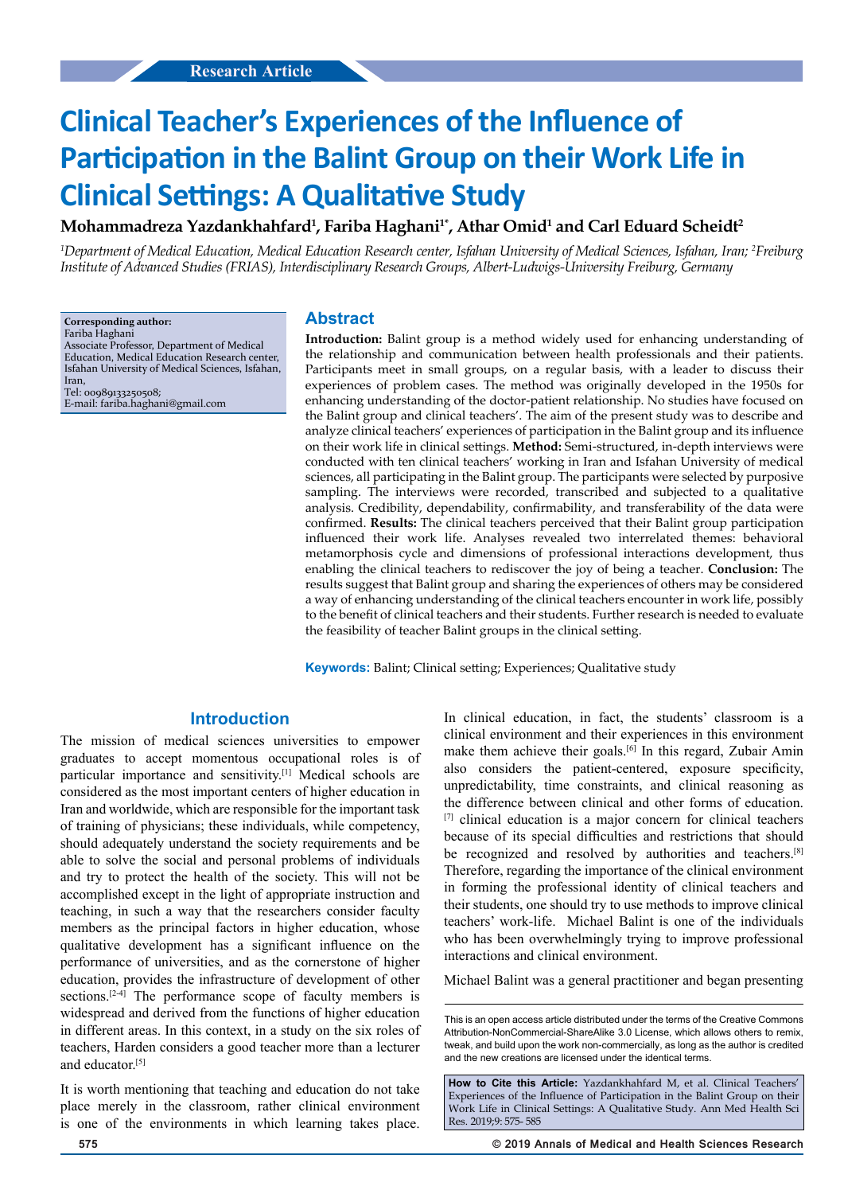Research Article

# Clinical Teacher's Experiences of the Influence of Participation in the Balint Group on their Work Life in Clinical Settings: A Qualitative Study

**Mohammadreza Yazdankhahfard[1], Fariba Haghani[1*], Athar Omid[1] and Carl Eduard Scheidt[2]**

*[1]Department of Medical Education, Medical Education Research center, Isfahan University of Medical Sciences, Isfahan, Iran; [2]Freiburg Institute of Advanced Studies (FRIAS), Interdisciplinary Research Groups, Albert-Ludwigs-University Freiburg, Germany*

**Corresponding author:**
Fariba Haghani
Associate Professor, Department of Medical Education, Medical Education Research center, Isfahan University of Medical Sciences, Isfahan, Iran,
Tel: 00989133250508;
E-mail: fariba.haghani@gmail.com

## Abstract

**Introduction:** Balint group is a method widely used for enhancing understanding of the relationship and communication between health professionals and their patients. Participants meet in small groups, on a regular basis, with a leader to discuss their experiences of problem cases. The method was originally developed in the 1950s for enhancing understanding of the doctor-patient relationship. No studies have focused on the Balint group and clinical teachers'. The aim of the present study was to describe and analyze clinical teachers' experiences of participation in the Balint group and its influence on their work life in clinical settings. **Method:** Semi-structured, in-depth interviews were conducted with ten clinical teachers' working in Iran and Isfahan University of medical sciences, all participating in the Balint group. The participants were selected by purposive sampling. The interviews were recorded, transcribed and subjected to a qualitative analysis. Credibility, dependability, confirmability, and transferability of the data were confirmed. **Results:** The clinical teachers perceived that their Balint group participation influenced their work life. Analyses revealed two interrelated themes: behavioral metamorphosis cycle and dimensions of professional interactions development, thus enabling the clinical teachers to rediscover the joy of being a teacher. **Conclusion:** The results suggest that Balint group and sharing the experiences of others may be considered a way of enhancing understanding of the clinical teachers encounter in work life, possibly to the benefit of clinical teachers and their students. Further research is needed to evaluate the feasibility of teacher Balint groups in the clinical setting.

**Keywords:** Balint; Clinical setting; Experiences; Qualitative study

## Introduction

The mission of medical sciences universities to empower graduates to accept momentous occupational roles is of particular importance and sensitivity.[1] Medical schools are considered as the most important centers of higher education in Iran and worldwide, which are responsible for the important task of training of physicians; these individuals, while competency, should adequately understand the society requirements and be able to solve the social and personal problems of individuals and try to protect the health of the society. This will not be accomplished except in the light of appropriate instruction and teaching, in such a way that the researchers consider faculty members as the principal factors in higher education, whose qualitative development has a significant influence on the performance of universities, and as the cornerstone of higher education, provides the infrastructure of development of other sections.[2-4] The performance scope of faculty members is widespread and derived from the functions of higher education in different areas. In this context, in a study on the six roles of teachers, Harden considers a good teacher more than a lecturer and educator.[5]

It is worth mentioning that teaching and education do not take place merely in the classroom, rather clinical environment is one of the environments in which learning takes place. In clinical education, in fact, the students' classroom is a clinical environment and their experiences in this environment make them achieve their goals.[6] In this regard, Zubair Amin also considers the patient-centered, exposure specificity, unpredictability, time constraints, and clinical reasoning as the difference between clinical and other forms of education.[7] clinical education is a major concern for clinical teachers because of its special difficulties and restrictions that should be recognized and resolved by authorities and teachers.[8] Therefore, regarding the importance of the clinical environment in forming the professional identity of clinical teachers and their students, one should try to use methods to improve clinical teachers' work-life. Michael Balint is one of the individuals who has been overwhelmingly trying to improve professional interactions and clinical environment.

Michael Balint was a general practitioner and began presenting

This is an open access article distributed under the terms of the Creative Commons Attribution-NonCommercial-ShareAlike 3.0 License, which allows others to remix, tweak, and build upon the work non-commercially, as long as the author is credited and the new creations are licensed under the identical terms.

**How to Cite this Article:** Yazdankhahfard M, et al. Clinical Teachers' Experiences of the Influence of Participation in the Balint Group on their Work Life in Clinical Settings: A Qualitative Study. Ann Med Health Sci Res. 2019;9: 575- 585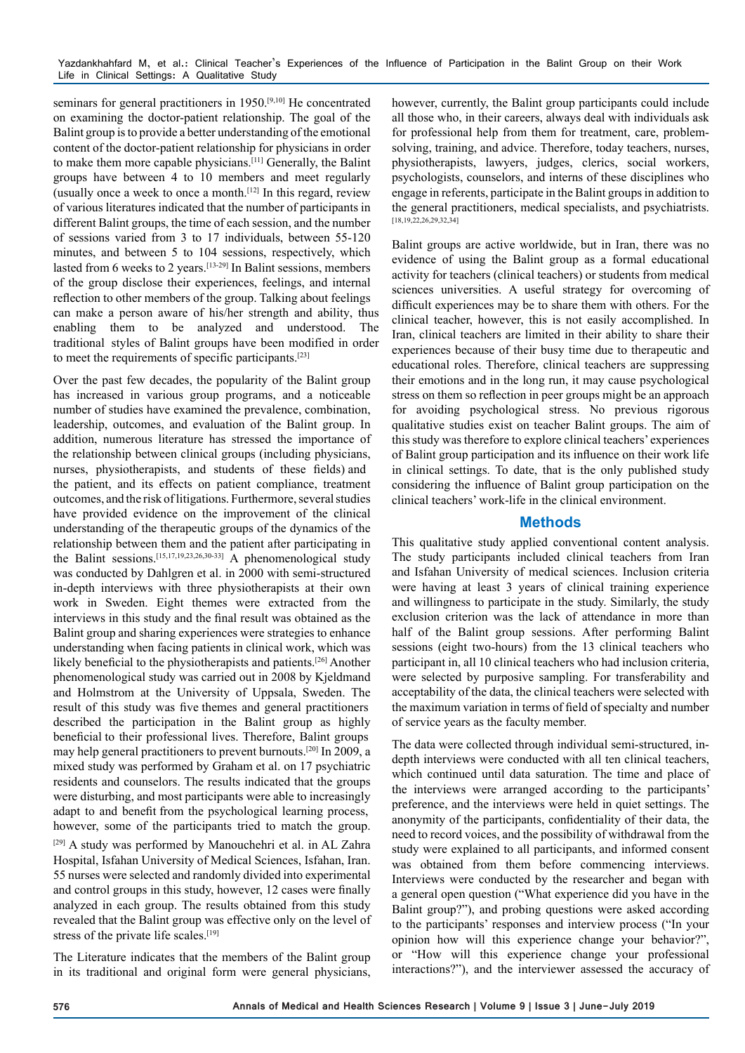seminars for general practitioners in 1950.[9,10] He concentrated on examining the doctor-patient relationship. The goal of the Balint group is to provide a better understanding of the emotional content of the doctor-patient relationship for physicians in order to make them more capable physicians.[11] Generally, the Balint groups have between 4 to 10 members and meet regularly (usually once a week to once a month.[12] In this regard, review of various literatures indicated that the number of participants in different Balint groups, the time of each session, and the number of sessions varied from 3 to 17 individuals, between 55-120 minutes, and between 5 to 104 sessions, respectively, which lasted from 6 weeks to 2 years.[13-29] In Balint sessions, members of the group disclose their experiences, feelings, and internal reflection to other members of the group. Talking about feelings can make a person aware of his/her strength and ability, thus enabling them to be analyzed and understood. The traditional styles of Balint groups have been modified in order to meet the requirements of specific participants.[23]

Over the past few decades, the popularity of the Balint group has increased in various group programs, and a noticeable number of studies have examined the prevalence, combination, leadership, outcomes, and evaluation of the Balint group. In addition, numerous literature has stressed the importance of the relationship between clinical groups (including physicians, nurses, physiotherapists, and students of these fields) and the patient, and its effects on patient compliance, treatment outcomes, and the risk of litigations. Furthermore, several studies have provided evidence on the improvement of the clinical understanding of the therapeutic groups of the dynamics of the relationship between them and the patient after participating in the Balint sessions.[15,17,19,23,26,30-33] A phenomenological study was conducted by Dahlgren et al. in 2000 with semi-structured in-depth interviews with three physiotherapists at their own work in Sweden. Eight themes were extracted from the interviews in this study and the final result was obtained as the Balint group and sharing experiences were strategies to enhance understanding when facing patients in clinical work, which was likely beneficial to the physiotherapists and patients.[26] Another phenomenological study was carried out in 2008 by Kjeldmand and Holmstrom at the University of Uppsala, Sweden. The result of this study was five themes and general practitioners described the participation in the Balint group as highly beneficial to their professional lives. Therefore, Balint groups may help general practitioners to prevent burnouts.[20] In 2009, a mixed study was performed by Graham et al. on 17 psychiatric residents and counselors. The results indicated that the groups were disturbing, and most participants were able to increasingly adapt to and benefit from the psychological learning process, however, some of the participants tried to match the group.[29] A study was performed by Manouchehri et al. in AL Zahra Hospital, Isfahan University of Medical Sciences, Isfahan, Iran. 55 nurses were selected and randomly divided into experimental and control groups in this study, however, 12 cases were finally analyzed in each group. The results obtained from this study revealed that the Balint group was effective only on the level of stress of the private life scales.[19]

The Literature indicates that the members of the Balint group in its traditional and original form were general physicians, however, currently, the Balint group participants could include all those who, in their careers, always deal with individuals ask for professional help from them for treatment, care, problem-solving, training, and advice. Therefore, today teachers, nurses, physiotherapists, lawyers, judges, clerics, social workers, psychologists, counselors, and interns of these disciplines who engage in referents, participate in the Balint groups in addition to the general practitioners, medical specialists, and psychiatrists.[18,19,22,26,29,32,34]

Balint groups are active worldwide, but in Iran, there was no evidence of using the Balint group as a formal educational activity for teachers (clinical teachers) or students from medical sciences universities. A useful strategy for overcoming of difficult experiences may be to share them with others. For the clinical teacher, however, this is not easily accomplished. In Iran, clinical teachers are limited in their ability to share their experiences because of their busy time due to therapeutic and educational roles. Therefore, clinical teachers are suppressing their emotions and in the long run, it may cause psychological stress on them so reflection in peer groups might be an approach for avoiding psychological stress. No previous rigorous qualitative studies exist on teacher Balint groups. The aim of this study was therefore to explore clinical teachers' experiences of Balint group participation and its influence on their work life in clinical settings. To date, that is the only published study considering the influence of Balint group participation on the clinical teachers' work-life in the clinical environment.

## Methods

This qualitative study applied conventional content analysis. The study participants included clinical teachers from Iran and Isfahan University of medical sciences. Inclusion criteria were having at least 3 years of clinical training experience and willingness to participate in the study. Similarly, the study exclusion criterion was the lack of attendance in more than half of the Balint group sessions. After performing Balint sessions (eight two-hours) from the 13 clinical teachers who participant in, all 10 clinical teachers who had inclusion criteria, were selected by purposive sampling. For transferability and acceptability of the data, the clinical teachers were selected with the maximum variation in terms of field of specialty and number of service years as the faculty member.

The data were collected through individual semi-structured, in-depth interviews were conducted with all ten clinical teachers, which continued until data saturation. The time and place of the interviews were arranged according to the participants' preference, and the interviews were held in quiet settings. The anonymity of the participants, confidentiality of their data, the need to record voices, and the possibility of withdrawal from the study were explained to all participants, and informed consent was obtained from them before commencing interviews. Interviews were conducted by the researcher and began with a general open question ("What experience did you have in the Balint group?"), and probing questions were asked according to the participants' responses and interview process ("In your opinion how will this experience change your behavior?", or "How will this experience change your professional interactions?"), and the interviewer assessed the accuracy of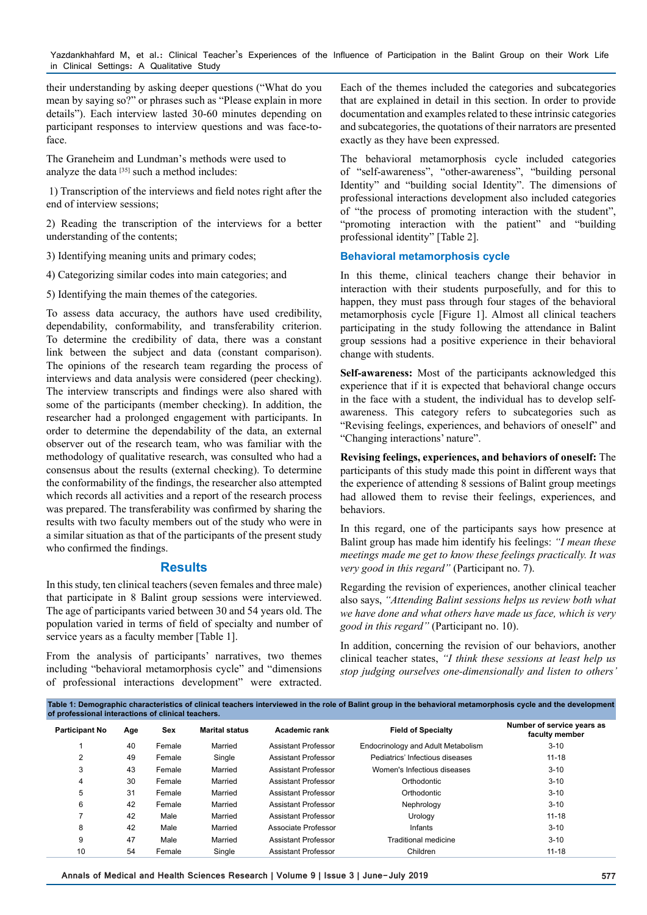their understanding by asking deeper questions ("What do you mean by saying so?" or phrases such as "Please explain in more details"). Each interview lasted 30-60 minutes depending on participant responses to interview questions and was face-to-face.

The Graneheim and Lundman's methods were used to analyze the data [35] such a method includes:

1) Transcription of the interviews and field notes right after the end of interview sessions;

2) Reading the transcription of the interviews for a better understanding of the contents;

3) Identifying meaning units and primary codes;

4) Categorizing similar codes into main categories; and

5) Identifying the main themes of the categories.

To assess data accuracy, the authors have used credibility, dependability, conformability, and transferability criterion. To determine the credibility of data, there was a constant link between the subject and data (constant comparison). The opinions of the research team regarding the process of interviews and data analysis were considered (peer checking). The interview transcripts and findings were also shared with some of the participants (member checking). In addition, the researcher had a prolonged engagement with participants. In order to determine the dependability of the data, an external observer out of the research team, who was familiar with the methodology of qualitative research, was consulted who had a consensus about the results (external checking). To determine the conformability of the findings, the researcher also attempted which records all activities and a report of the research process was prepared. The transferability was confirmed by sharing the results with two faculty members out of the study who were in a similar situation as that of the participants of the present study who confirmed the findings.

## Results

In this study, ten clinical teachers (seven females and three male) that participate in 8 Balint group sessions were interviewed. The age of participants varied between 30 and 54 years old. The population varied in terms of field of specialty and number of service years as a faculty member [Table 1].

From the analysis of participants' narratives, two themes including "behavioral metamorphosis cycle" and "dimensions of professional interactions development" were extracted. Each of the themes included the categories and subcategories that are explained in detail in this section. In order to provide documentation and examples related to these intrinsic categories and subcategories, the quotations of their narrators are presented exactly as they have been expressed.

The behavioral metamorphosis cycle included categories of "self-awareness", "other-awareness", "building personal Identity" and "building social Identity". The dimensions of professional interactions development also included categories of "the process of promoting interaction with the student", "promoting interaction with the patient" and "building professional identity" [Table 2].

### Behavioral metamorphosis cycle

In this theme, clinical teachers change their behavior in interaction with their students purposefully, and for this to happen, they must pass through four stages of the behavioral metamorphosis cycle [Figure 1]. Almost all clinical teachers participating in the study following the attendance in Balint group sessions had a positive experience in their behavioral change with students.

**Self-awareness:** Most of the participants acknowledged this experience that if it is expected that behavioral change occurs in the face with a student, the individual has to develop self-awareness. This category refers to subcategories such as "Revising feelings, experiences, and behaviors of oneself" and "Changing interactions' nature".

**Revising feelings, experiences, and behaviors of oneself:** The participants of this study made this point in different ways that the experience of attending 8 sessions of Balint group meetings had allowed them to revise their feelings, experiences, and behaviors.

In this regard, one of the participants says how presence at Balint group has made him identify his feelings: *"I mean these meetings made me get to know these feelings practically. It was very good in this regard"* (Participant no. 7).

Regarding the revision of experiences, another clinical teacher also says, *"Attending Balint sessions helps us review both what we have done and what others have made us face, which is very good in this regard"* (Participant no. 10).

In addition, concerning the revision of our behaviors, another clinical teacher states, *"I think these sessions at least help us stop judging ourselves one-dimensionally and listen to others'*

**Table 1: Demographic characteristics of clinical teachers interviewed in the role of Balint group in the behavioral metamorphosis cycle and the development of professional interactions of clinical teachers.**

| Participant No | Age | Sex | Marital status | Academic rank | Field of Specialty | Number of service years as faculty member |
|---|---|---|---|---|---|---|
| 1 | 40 | Female | Married | Assistant Professor | Endocrinology and Adult Metabolism | 3-10 |
| 2 | 49 | Female | Single | Assistant Professor | Pediatrics' Infectious diseases | 11-18 |
| 3 | 43 | Female | Married | Assistant Professor | Women's Infectious diseases | 3-10 |
| 4 | 30 | Female | Married | Assistant Professor | Orthodontic | 3-10 |
| 5 | 31 | Female | Married | Assistant Professor | Orthodontic | 3-10 |
| 6 | 42 | Female | Married | Assistant Professor | Nephrology | 3-10 |
| 7 | 42 | Male | Married | Assistant Professor | Urology | 11-18 |
| 8 | 42 | Male | Married | Associate Professor | Infants | 3-10 |
| 9 | 47 | Male | Married | Assistant Professor | Traditional medicine | 3-10 |
| 10 | 54 | Female | Single | Assistant Professor | Children | 11-18 |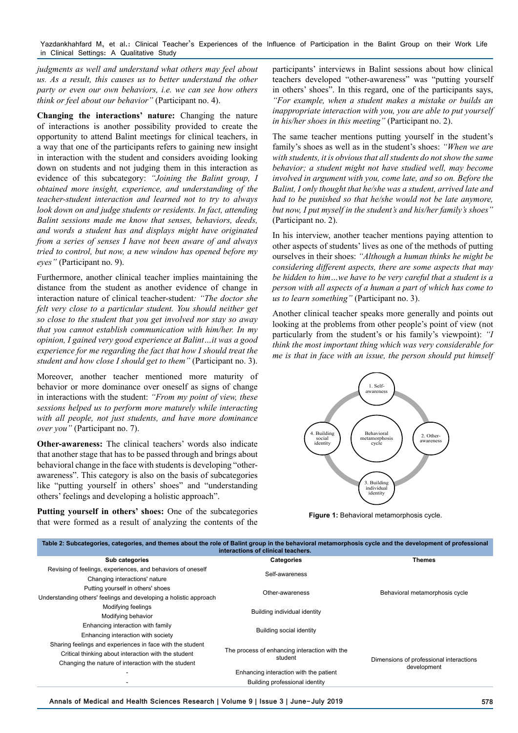*judgments as well and understand what others may feel about us. As a result, this causes us to better understand the other party or even our own behaviors, i.e. we can see how others think or feel about our behavior"* (Participant no. 4).

**Changing the interactions' nature:** Changing the nature of interactions is another possibility provided to create the opportunity to attend Balint meetings for clinical teachers, in a way that one of the participants refers to gaining new insight in interaction with the student and considers avoiding looking down on students and not judging them in this interaction as evidence of this subcategory: *"Joining the Balint group, I obtained more insight, experience, and understanding of the teacher-student interaction and learned not to try to always look down on and judge students or residents. In fact, attending Balint sessions made me know that senses, behaviors, deeds, and words a student has and displays might have originated from a series of senses I have not been aware of and always tried to control, but now, a new window has opened before my eyes"* (Participant no. 9).

Furthermore, another clinical teacher implies maintaining the distance from the student as another evidence of change in interaction nature of clinical teacher-student*: "The doctor she felt very close to a particular student. You should neither get so close to the student that you get involved nor stay so away that you cannot establish communication with him/her. In my opinion, I gained very good experience at Balint…it was a good experience for me regarding the fact that how I should treat the student and how close I should get to them"* (Participant no. 3).

Moreover, another teacher mentioned more maturity of behavior or more dominance over oneself as signs of change in interactions with the student: *"From my point of view, these sessions helped us to perform more maturely while interacting with all people, not just students, and have more dominance over you"* (Participant no. 7).

**Other-awareness:** The clinical teachers' words also indicate that another stage that has to be passed through and brings about behavioral change in the face with students is developing "other-awareness". This category is also on the basis of subcategories like "putting yourself in others' shoes" and "understanding others' feelings and developing a holistic approach".

**Putting yourself in others' shoes:** One of the subcategories that were formed as a result of analyzing the contents of the participants' interviews in Balint sessions about how clinical teachers developed "other-awareness" was "putting yourself in others' shoes". In this regard, one of the participants says, *"For example, when a student makes a mistake or builds an inappropriate interaction with you, you are able to put yourself in his/her shoes in this meeting"* (Participant no. 2).

The same teacher mentions putting yourself in the student's family's shoes as well as in the student's shoes: *"When we are with students, it is obvious that all students do not show the same behavior; a student might not have studied well, may become involved in argument with you, come late, and so on. Before the Balint, I only thought that he/she was a student, arrived late and had to be punished so that he/she would not be late anymore, but now, I put myself in the student's and his/her family's shoes"* (Participant no. 2).

In his interview, another teacher mentions paying attention to other aspects of students' lives as one of the methods of putting ourselves in their shoes: *"Although a human thinks he might be considering different aspects, there are some aspects that may be hidden to him…we have to be very careful that a student is a person with all aspects of a human a part of which has come to us to learn something"* (Participant no. 3).

Another clinical teacher speaks more generally and points out looking at the problems from other people's point of view (not particularly from the student's or his family's viewpoint): *"I think the most important thing which was very considerable for me is that in face with an issue, the person should put himself*

1. Self-awareness

Behavioral metamorphosis cycle

2. Other-awareness

3. Building individual identity

4. Building social identity

**Figure 1:** Behavioral metamorphosis cycle.

**Table 2: Subcategories, categories, and themes about the role of Balint group in the behavioral metamorphosis cycle and the development of professional interactions of clinical teachers.**

| Sub categories | Categories | Themes |
|---|---|---|
| Revising of feelings, experiences, and behaviors of oneself<br>Changing interactions' nature | Self-awareness | Behavioral metamorphosis cycle |
| Putting yourself in others' shoes<br>Understanding others' feelings and developing a holistic approach | Other-awareness | |
| Modifying feelings<br>Modifying behavior | Building individual identity | |
| Enhancing interaction with family<br>Enhancing interaction with society | Building social identity | |
| Sharing feelings and experiences in face with the student<br>Critical thinking about interaction with the student<br>Changing the nature of interaction with the student | The process of enhancing interaction with the student | Dimensions of professional interactions development |
| - | Enhancing interaction with the patient | |
| - | Building professional identity | |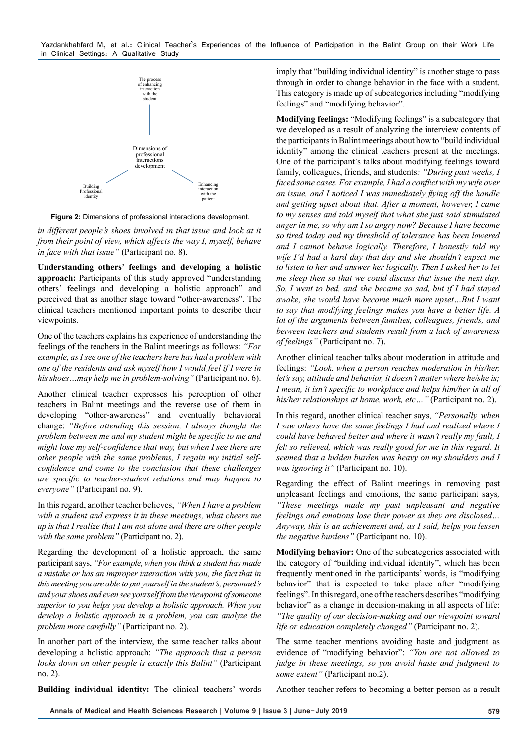**Figure 2:** Dimensions of professional interactions development.

*in different people's shoes involved in that issue and look at it from their point of view, which affects the way I, myself, behave in face with that issue"* (Participant no. 8).

**Understanding others' feelings and developing a holistic approach:** Participants of this study approved "understanding others' feelings and developing a holistic approach" and perceived that as another stage toward "other-awareness". The clinical teachers mentioned important points to describe their viewpoints.

One of the teachers explains his experience of understanding the feelings of the teachers in the Balint meetings as follows: *"For example, as I see one of the teachers here has had a problem with one of the residents and ask myself how I would feel if I were in his shoes…may help me in problem-solving"* (Participant no. 6).

Another clinical teacher expresses his perception of other teachers in Balint meetings and the reverse use of them in developing "other-awareness" and eventually behavioral change: *"Before attending this session, I always thought the problem between me and my student might be specific to me and might lose my self-confidence that way, but when I see there are other people with the same problems, I regain my initial self-confidence and come to the conclusion that these challenges are specific to teacher-student relations and may happen to everyone"* (Participant no. 9).

In this regard, another teacher believes, *"When I have a problem with a student and express it in these meetings, what cheers me up is that I realize that I am not alone and there are other people with the same problem"* (Participant no. 2).

Regarding the development of a holistic approach, the same participant says, *"For example, when you think a student has made a mistake or has an improper interaction with you, the fact that in this meeting you are able to put yourself in the student's, personnel's and your shoes and even see yourself from the viewpoint of someone superior to you helps you develop a holistic approach. When you develop a holistic approach in a problem, you can analyze the problem more carefully"* (Participant no. 2).

In another part of the interview, the same teacher talks about developing a holistic approach: *"The approach that a person looks down on other people is exactly this Balint"* (Participant no. 2).

**Building individual identity:** The clinical teachers' words imply that "building individual identity" is another stage to pass through in order to change behavior in the face with a student. This category is made up of subcategories including "modifying feelings" and "modifying behavior".

**Modifying feelings:** "Modifying feelings" is a subcategory that we developed as a result of analyzing the interview contents of the participants in Balint meetings about how to "build individual identity" among the clinical teachers present at the meetings. One of the participant's talks about modifying feelings toward family, colleagues, friends, and students*: "During past weeks, I faced some cases. For example, I had a conflict with my wife over an issue, and I noticed I was immediately flying off the handle and getting upset about that. After a moment, however, I came to my senses and told myself that what she just said stimulated anger in me, so why am I so angry now? Because I have become so tired today and my threshold of tolerance has been lowered and I cannot behave logically. Therefore, I honestly told my wife I'd had a hard day that day and she shouldn't expect me to listen to her and answer her logically. Then I asked her to let me sleep then so that we could discuss that issue the next day. So, I went to bed, and she became so sad, but if I had stayed awake, she would have become much more upset…But I want to say that modifying feelings makes you have a better life. A lot of the arguments between families, colleagues, friends, and between teachers and students result from a lack of awareness of feelings"* (Participant no. 7).

Another clinical teacher talks about moderation in attitude and feelings: *"Look, when a person reaches moderation in his/her, let's say, attitude and behavior, it doesn't matter where he/she is; I mean, it isn't specific to workplace and helps him/her in all of his/her relationships at home, work, etc…"* (Participant no. 2).

In this regard, another clinical teacher says, *"Personally, when I saw others have the same feelings I had and realized where I could have behaved better and where it wasn't really my fault, I felt so relieved, which was really good for me in this regard. It seemed that a hidden burden was heavy on my shoulders and I was ignoring it"* (Participant no. 10).

Regarding the effect of Balint meetings in removing past unpleasant feelings and emotions, the same participant says*, "These meetings made my past unpleasant and negative feelings and emotions lose their power as they are disclosed… Anyway, this is an achievement and, as I said, helps you lessen the negative burdens"* (Participant no. 10).

**Modifying behavior:** One of the subcategories associated with the category of "building individual identity", which has been frequently mentioned in the participants' words, is "modifying behavior" that is expected to take place after "modifying feelings". In this regard, one of the teachers describes "modifying behavior" as a change in decision-making in all aspects of life: *"The quality of our decision-making and our viewpoint toward life or education completely changed"* (Participant no. 2).

The same teacher mentions avoiding haste and judgment as evidence of "modifying behavior": *"You are not allowed to judge in these meetings, so you avoid haste and judgment to some extent"* (Participant no.2).

Another teacher refers to becoming a better person as a result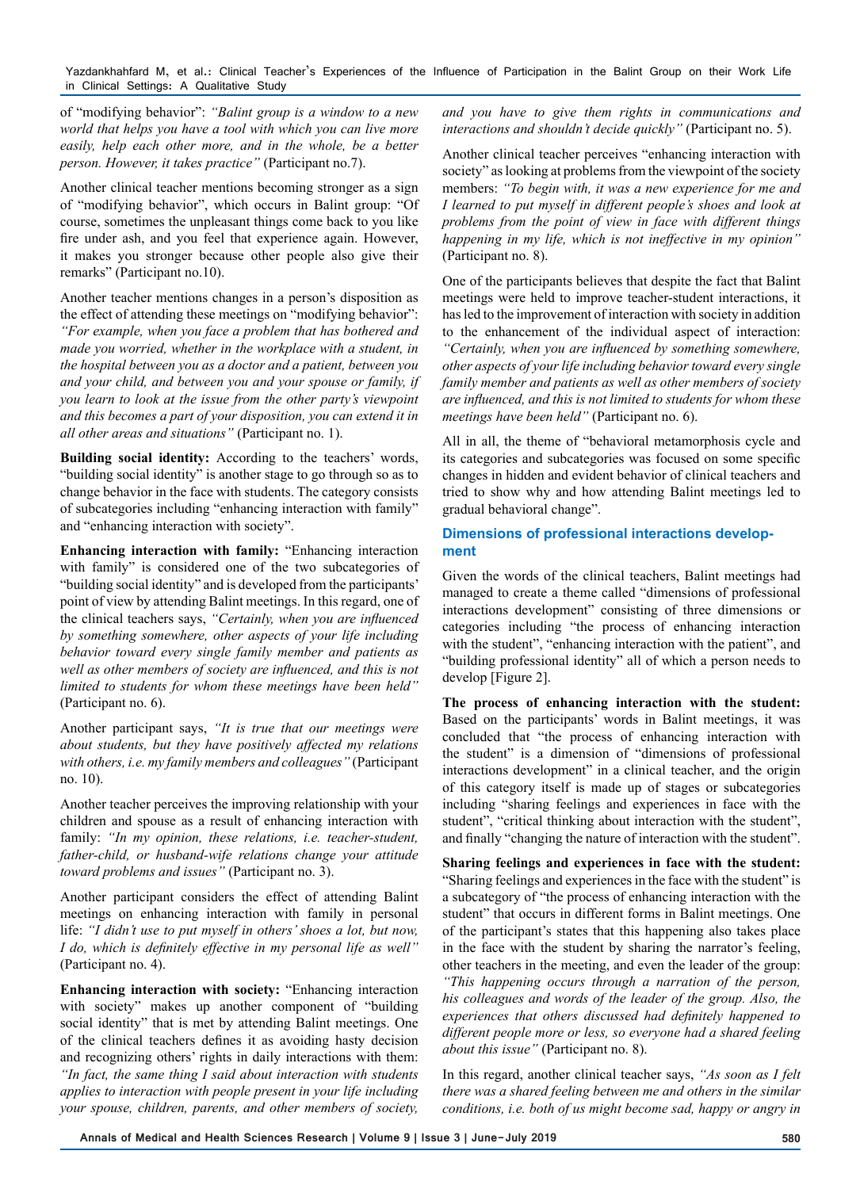of "modifying behavior": *"Balint group is a window to a new world that helps you have a tool with which you can live more easily, help each other more, and in the whole, be a better person. However, it takes practice"* (Participant no.7).

Another clinical teacher mentions becoming stronger as a sign of "modifying behavior", which occurs in Balint group: "Of course, sometimes the unpleasant things come back to you like fire under ash, and you feel that experience again. However, it makes you stronger because other people also give their remarks" (Participant no.10).

Another teacher mentions changes in a person's disposition as the effect of attending these meetings on "modifying behavior": *"For example, when you face a problem that has bothered and made you worried, whether in the workplace with a student, in the hospital between you as a doctor and a patient, between you and your child, and between you and your spouse or family, if you learn to look at the issue from the other party's viewpoint and this becomes a part of your disposition, you can extend it in all other areas and situations"* (Participant no. 1).

**Building social identity:** According to the teachers' words, "building social identity" is another stage to go through so as to change behavior in the face with students. The category consists of subcategories including "enhancing interaction with family" and "enhancing interaction with society".

**Enhancing interaction with family:** "Enhancing interaction with family" is considered one of the two subcategories of "building social identity" and is developed from the participants' point of view by attending Balint meetings. In this regard, one of the clinical teachers says, *"Certainly, when you are influenced by something somewhere, other aspects of your life including behavior toward every single family member and patients as well as other members of society are influenced, and this is not limited to students for whom these meetings have been held"* (Participant no. 6).

Another participant says, *"It is true that our meetings were about students, but they have positively affected my relations with others, i.e. my family members and colleagues"* (Participant no. 10).

Another teacher perceives the improving relationship with your children and spouse as a result of enhancing interaction with family: *"In my opinion, these relations, i.e. teacher-student, father-child, or husband-wife relations change your attitude toward problems and issues"* (Participant no. 3).

Another participant considers the effect of attending Balint meetings on enhancing interaction with family in personal life: *"I didn't use to put myself in others' shoes a lot, but now, I do, which is definitely effective in my personal life as well"* (Participant no. 4).

**Enhancing interaction with society:** "Enhancing interaction with society" makes up another component of "building social identity" that is met by attending Balint meetings. One of the clinical teachers defines it as avoiding hasty decision and recognizing others' rights in daily interactions with them: *"In fact, the same thing I said about interaction with students applies to interaction with people present in your life including your spouse, children, parents, and other members of society, and you have to give them rights in communications and interactions and shouldn't decide quickly"* (Participant no. 5).

Another clinical teacher perceives "enhancing interaction with society" as looking at problems from the viewpoint of the society members: *"To begin with, it was a new experience for me and I learned to put myself in different people's shoes and look at problems from the point of view in face with different things happening in my life, which is not ineffective in my opinion"* (Participant no. 8).

One of the participants believes that despite the fact that Balint meetings were held to improve teacher-student interactions, it has led to the improvement of interaction with society in addition to the enhancement of the individual aspect of interaction: *"Certainly, when you are influenced by something somewhere, other aspects of your life including behavior toward every single family member and patients as well as other members of society are influenced, and this is not limited to students for whom these meetings have been held"* (Participant no. 6).

All in all, the theme of "behavioral metamorphosis cycle and its categories and subcategories was focused on some specific changes in hidden and evident behavior of clinical teachers and tried to show why and how attending Balint meetings led to gradual behavioral change".

### Dimensions of professional interactions development

Given the words of the clinical teachers, Balint meetings had managed to create a theme called "dimensions of professional interactions development" consisting of three dimensions or categories including "the process of enhancing interaction with the student", "enhancing interaction with the patient", and "building professional identity" all of which a person needs to develop [Figure 2].

**The process of enhancing interaction with the student:** Based on the participants' words in Balint meetings, it was concluded that "the process of enhancing interaction with the student" is a dimension of "dimensions of professional interactions development" in a clinical teacher, and the origin of this category itself is made up of stages or subcategories including "sharing feelings and experiences in face with the student", "critical thinking about interaction with the student", and finally "changing the nature of interaction with the student".

**Sharing feelings and experiences in face with the student:** "Sharing feelings and experiences in the face with the student" is a subcategory of "the process of enhancing interaction with the student" that occurs in different forms in Balint meetings. One of the participant's states that this happening also takes place in the face with the student by sharing the narrator's feeling, other teachers in the meeting, and even the leader of the group: *"This happening occurs through a narration of the person, his colleagues and words of the leader of the group. Also, the experiences that others discussed had definitely happened to different people more or less, so everyone had a shared feeling about this issue"* (Participant no. 8).

In this regard, another clinical teacher says, *"As soon as I felt there was a shared feeling between me and others in the similar conditions, i.e. both of us might become sad, happy or angry in*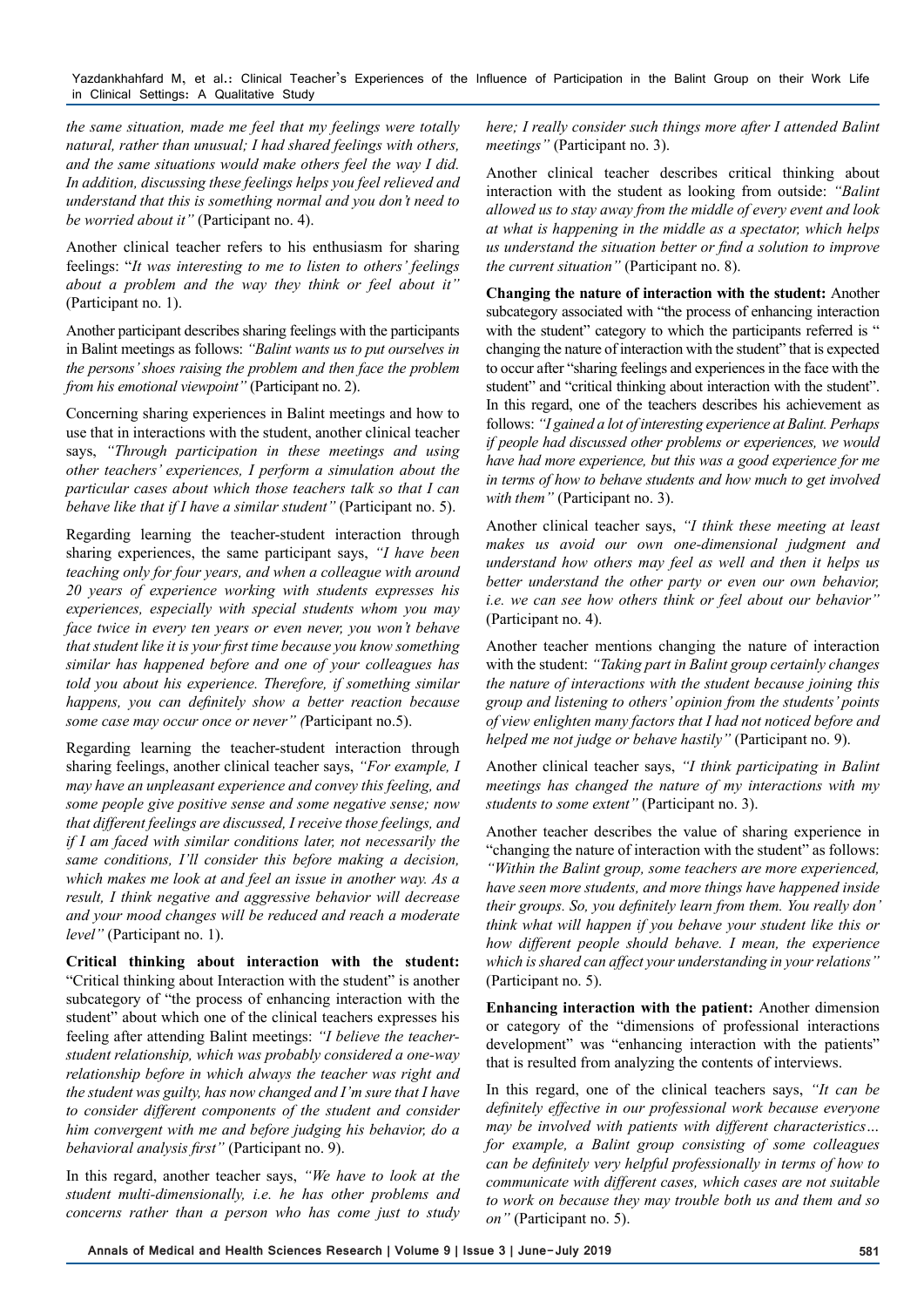*the same situation, made me feel that my feelings were totally natural, rather than unusual; I had shared feelings with others, and the same situations would make others feel the way I did. In addition, discussing these feelings helps you feel relieved and understand that this is something normal and you don't need to be worried about it"* (Participant no. 4).

Another clinical teacher refers to his enthusiasm for sharing feelings: "*It was interesting to me to listen to others' feelings about a problem and the way they think or feel about it"* (Participant no. 1).

Another participant describes sharing feelings with the participants in Balint meetings as follows: *"Balint wants us to put ourselves in the persons' shoes raising the problem and then face the problem from his emotional viewpoint"* (Participant no. 2).

Concerning sharing experiences in Balint meetings and how to use that in interactions with the student, another clinical teacher says, *"Through participation in these meetings and using other teachers' experiences, I perform a simulation about the particular cases about which those teachers talk so that I can behave like that if I have a similar student"* (Participant no. 5).

Regarding learning the teacher-student interaction through sharing experiences, the same participant says, *"I have been teaching only for four years, and when a colleague with around 20 years of experience working with students expresses his experiences, especially with special students whom you may face twice in every ten years or even never, you won't behave that student like it is your first time because you know something similar has happened before and one of your colleagues has told you about his experience. Therefore, if something similar happens, you can definitely show a better reaction because some case may occur once or never" (*Participant no.5).

Regarding learning the teacher-student interaction through sharing feelings, another clinical teacher says, *"For example, I may have an unpleasant experience and convey this feeling, and some people give positive sense and some negative sense; now that different feelings are discussed, I receive those feelings, and if I am faced with similar conditions later, not necessarily the same conditions, I'll consider this before making a decision, which makes me look at and feel an issue in another way. As a result, I think negative and aggressive behavior will decrease and your mood changes will be reduced and reach a moderate level"* (Participant no. 1).

**Critical thinking about interaction with the student:** "Critical thinking about Interaction with the student" is another subcategory of "the process of enhancing interaction with the student" about which one of the clinical teachers expresses his feeling after attending Balint meetings: *"I believe the teacher-student relationship, which was probably considered a one-way relationship before in which always the teacher was right and the student was guilty, has now changed and I'm sure that I have to consider different components of the student and consider him convergent with me and before judging his behavior, do a behavioral analysis first"* (Participant no. 9).

In this regard, another teacher says, *"We have to look at the student multi-dimensionally, i.e. he has other problems and concerns rather than a person who has come just to study here; I really consider such things more after I attended Balint meetings"* (Participant no. 3).

Another clinical teacher describes critical thinking about interaction with the student as looking from outside: *"Balint allowed us to stay away from the middle of every event and look at what is happening in the middle as a spectator, which helps us understand the situation better or find a solution to improve the current situation"* (Participant no. 8).

**Changing the nature of interaction with the student:** Another subcategory associated with "the process of enhancing interaction with the student" category to which the participants referred is " changing the nature of interaction with the student" that is expected to occur after "sharing feelings and experiences in the face with the student" and "critical thinking about interaction with the student". In this regard, one of the teachers describes his achievement as follows: *"I gained a lot of interesting experience at Balint. Perhaps if people had discussed other problems or experiences, we would have had more experience, but this was a good experience for me in terms of how to behave students and how much to get involved with them"* (Participant no. 3).

Another clinical teacher says, *"I think these meeting at least makes us avoid our own one-dimensional judgment and understand how others may feel as well and then it helps us better understand the other party or even our own behavior, i.e. we can see how others think or feel about our behavior"* (Participant no. 4).

Another teacher mentions changing the nature of interaction with the student: *"Taking part in Balint group certainly changes the nature of interactions with the student because joining this group and listening to others' opinion from the students' points of view enlighten many factors that I had not noticed before and helped me not judge or behave hastily"* (Participant no. 9).

Another clinical teacher says, *"I think participating in Balint meetings has changed the nature of my interactions with my students to some extent"* (Participant no. 3).

Another teacher describes the value of sharing experience in "changing the nature of interaction with the student" as follows: *"Within the Balint group, some teachers are more experienced, have seen more students, and more things have happened inside their groups. So, you definitely learn from them. You really don' think what will happen if you behave your student like this or how different people should behave. I mean, the experience which is shared can affect your understanding in your relations"* (Participant no. 5).

**Enhancing interaction with the patient:** Another dimension or category of the "dimensions of professional interactions development" was "enhancing interaction with the patients" that is resulted from analyzing the contents of interviews.

In this regard, one of the clinical teachers says, *"It can be definitely effective in our professional work because everyone may be involved with patients with different characteristics… for example, a Balint group consisting of some colleagues can be definitely very helpful professionally in terms of how to communicate with different cases, which cases are not suitable to work on because they may trouble both us and them and so on"* (Participant no. 5).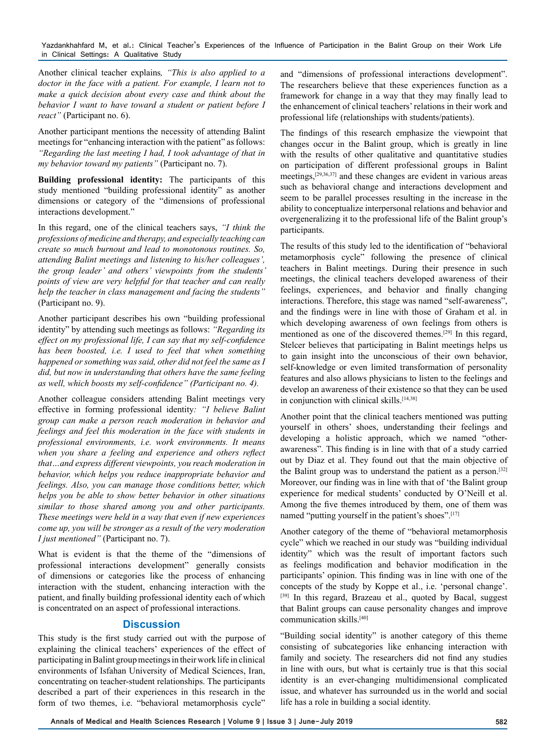Another clinical teacher explains*, "This is also applied to a doctor in the face with a patient. For example, I learn not to make a quick decision about every case and think about the behavior I want to have toward a student or patient before I react"* (Participant no. 6).

Another participant mentions the necessity of attending Balint meetings for "enhancing interaction with the patient" as follows: *"Regarding the last meeting I had, I took advantage of that in my behavior toward my patients"* (Participant no. 7).

**Building professional identity:** The participants of this study mentioned "building professional identity" as another dimensions or category of the "dimensions of professional interactions development."

In this regard, one of the clinical teachers says, *"I think the professions of medicine and therapy, and especially teaching can create so much burnout and lead to monotonous routines. So, attending Balint meetings and listening to his/her colleagues', the group leader' and others' viewpoints from the students' points of view are very helpful for that teacher and can really help the teacher in class management and facing the students"* (Participant no. 9).

Another participant describes his own "building professional identity" by attending such meetings as follows: *"Regarding its effect on my professional life, I can say that my self-confidence has been boosted, i.e. I used to feel that when something happened or something was said, other did not feel the same as I did, but now in understanding that others have the same feeling as well, which boosts my self-confidence" (Participant no. 4).*

Another colleague considers attending Balint meetings very effective in forming professional identity*: "I believe Balint group can make a person reach moderation in behavior and feelings and feel this moderation in the face with students in professional environments, i.e. work environments. It means when you share a feeling and experience and others reflect that…and express different viewpoints, you reach moderation in behavior, which helps you reduce inappropriate behavior and feelings. Also, you can manage those conditions better, which helps you be able to show better behavior in other situations similar to those shared among you and other participants. These meetings were held in a way that even if new experiences come up, you will be stronger as a result of the very moderation I just mentioned"* (Participant no. 7).

What is evident is that the theme of the "dimensions of professional interactions development" generally consists of dimensions or categories like the process of enhancing interaction with the student, enhancing interaction with the patient, and finally building professional identity each of which is concentrated on an aspect of professional interactions.

## Discussion

This study is the first study carried out with the purpose of explaining the clinical teachers' experiences of the effect of participating in Balint group meetings in their work life in clinical environments of Isfahan University of Medical Sciences, Iran, concentrating on teacher-student relationships. The participants described a part of their experiences in this research in the form of two themes, i.e. "behavioral metamorphosis cycle" and "dimensions of professional interactions development". The researchers believe that these experiences function as a framework for change in a way that they may finally lead to the enhancement of clinical teachers' relations in their work and professional life (relationships with students/patients).

The findings of this research emphasize the viewpoint that changes occur in the Balint group, which is greatly in line with the results of other qualitative and quantitative studies on participation of different professional groups in Balint meetings,[29,36,37] and these changes are evident in various areas such as behavioral change and interactions development and seem to be parallel processes resulting in the increase in the ability to conceptualize interpersonal relations and behavior and overgeneralizing it to the professional life of the Balint group's participants.

The results of this study led to the identification of "behavioral metamorphosis cycle" following the presence of clinical teachers in Balint meetings. During their presence in such meetings, the clinical teachers developed awareness of their feelings, experiences, and behavior and finally changing interactions. Therefore, this stage was named "self-awareness", and the findings were in line with those of Graham et al. in which developing awareness of own feelings from others is mentioned as one of the discovered themes.[29] In this regard, Stelcer believes that participating in Balint meetings helps us to gain insight into the unconscious of their own behavior, self-knowledge or even limited transformation of personality features and also allows physicians to listen to the feelings and develop an awareness of their existence so that they can be used in conjunction with clinical skills.[14,38]

Another point that the clinical teachers mentioned was putting yourself in others' shoes, understanding their feelings and developing a holistic approach, which we named "other-awareness". This finding is in line with that of a study carried out by Diaz et al. They found out that the main objective of the Balint group was to understand the patient as a person.[32] Moreover, our finding was in line with that of 'the Balint group experience for medical students' conducted by O'Neill et al. Among the five themes introduced by them, one of them was named "putting yourself in the patient's shoes".[17]

Another category of the theme of "behavioral metamorphosis cycle" which we reached in our study was "building individual identity" which was the result of important factors such as feelings modification and behavior modification in the participants' opinion. This finding was in line with one of the concepts of the study by Koppe et al., i.e. 'personal change'.[39] In this regard, Brazeau et al., quoted by Bacal, suggest that Balint groups can cause personality changes and improve communication skills.[40]

"Building social identity" is another category of this theme consisting of subcategories like enhancing interaction with family and society. The researchers did not find any studies in line with ours, but what is certainly true is that this social identity is an ever-changing multidimensional complicated issue, and whatever has surrounded us in the world and social life has a role in building a social identity.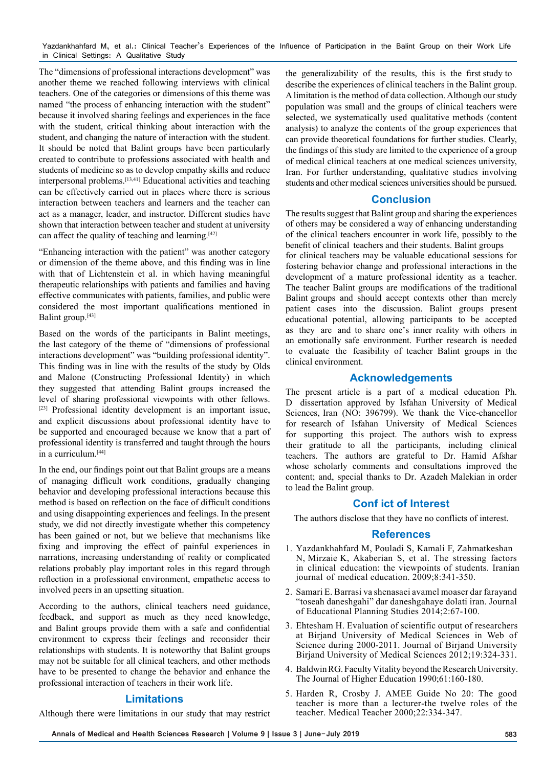The “dimensions of professional interactions development” was another theme we reached following interviews with clinical teachers. One of the categories or dimensions of this theme was named “the process of enhancing interaction with the student” because it involved sharing feelings and experiences in the face with the student, critical thinking about interaction with the student, and changing the nature of interaction with the student. It should be noted that Balint groups have been particularly created to contribute to professions associated with health and students of medicine so as to develop empathy skills and reduce interpersonal problems.[13,41] Educational activities and teaching can be effectively carried out in places where there is serious interaction between teachers and learners and the teacher can act as a manager, leader, and instructor. Different studies have shown that interaction between teacher and student at university can affect the quality of teaching and learning.[42]

“Enhancing interaction with the patient” was another category or dimension of the theme above, and this finding was in line with that of Lichtenstein et al. in which having meaningful therapeutic relationships with patients and families and having effective communicates with patients, families, and public were considered the most important qualifications mentioned in Balint group.[43]

Based on the words of the participants in Balint meetings, the last category of the theme of “dimensions of professional interactions development” was “building professional identity”. This finding was in line with the results of the study by Olds and Malone (Constructing Professional Identity) in which they suggested that attending Balint groups increased the level of sharing professional viewpoints with other fellows.[23] Professional identity development is an important issue, and explicit discussions about professional identity have to be supported and encouraged because we know that a part of professional identity is transferred and taught through the hours in a curriculum.[44]

In the end, our findings point out that Balint groups are a means of managing difficult work conditions, gradually changing behavior and developing professional interactions because this method is based on reflection on the face of difficult conditions and using disappointing experiences and feelings. In the present study, we did not directly investigate whether this competency has been gained or not, but we believe that mechanisms like fixing and improving the effect of painful experiences in narrations, increasing understanding of reality or complicated relations probably play important roles in this regard through reflection in a professional environment, empathetic access to involved peers in an upsetting situation.

According to the authors, clinical teachers need guidance, feedback, and support as much as they need knowledge, and Balint groups provide them with a safe and confidential environment to express their feelings and reconsider their relationships with students. It is noteworthy that Balint groups may not be suitable for all clinical teachers, and other methods have to be presented to change the behavior and enhance the professional interaction of teachers in their work life.

## Limitations

Although there were limitations in our study that may restrict the generalizability of the results, this is the first study to describe the experiences of clinical teachers in the Balint group. A limitation is the method of data collection. Although our study population was small and the groups of clinical teachers were selected, we systematically used qualitative methods (content analysis) to analyze the contents of the group experiences that can provide theoretical foundations for further studies. Clearly, the findings of this study are limited to the experience of a group of medical clinical teachers at one medical sciences university, Iran. For further understanding, qualitative studies involving students and other medical sciences universities should be pursued.

## Conclusion

The results suggest that Balint group and sharing the experiences of others may be considered a way of enhancing understanding of the clinical teachers encounter in work life, possibly to the benefit of clinical teachers and their students. Balint groups for clinical teachers may be valuable educational sessions for fostering behavior change and professional interactions in the development of a mature professional identity as a teacher. The teacher Balint groups are modifications of the traditional Balint groups and should accept contexts other than merely patient cases into the discussion. Balint groups present educational potential, allowing participants to be accepted as they are and to share one’s inner reality with others in an emotionally safe environment. Further research is needed to evaluate the feasibility of teacher Balint groups in the clinical environment.

## Acknowledgements

The present article is a part of a medical education Ph. D dissertation approved by Isfahan University of Medical Sciences, Iran (NO: 396799). We thank the Vice-chancellor for research of Isfahan University of Medical Sciences for supporting this project. The authors wish to express their gratitude to all the participants, including clinical teachers. The authors are grateful to Dr. Hamid Afshar whose scholarly comments and consultations improved the content; and, special thanks to Dr. Azadeh Malekian in order to lead the Balint group.

## Conf ict of Interest

The authors disclose that they have no conflicts of interest.

## References

1. Yazdankhahfard M, Pouladi S, Kamali F, Zahmatkeshan N, Mirzaie K, Akaberian S, et al. The stressing factors in clinical education: the viewpoints of students. Iranian journal of medical education. 2009;8:341-350.
2. Samari E. Barrasi va shenasaei avamel moaser dar farayand “toseah daneshgahi” dar daneshgahaye dolati iran. Journal of Educational Planning Studies 2014;2:67-100.
3. Ehtesham H. Evaluation of scientific output of researchers at Birjand University of Medical Sciences in Web of Science during 2000-2011. Journal of Birjand University Birjand University of Medical Sciences 2012;19:324-331.
4. Baldwin RG. Faculty Vitality beyond the Research University. The Journal of Higher Education 1990;61:160-180.
5. Harden R, Crosby J. AMEE Guide No 20: The good teacher is more than a lecturer-the twelve roles of the teacher. Medical Teacher 2000;22:334-347.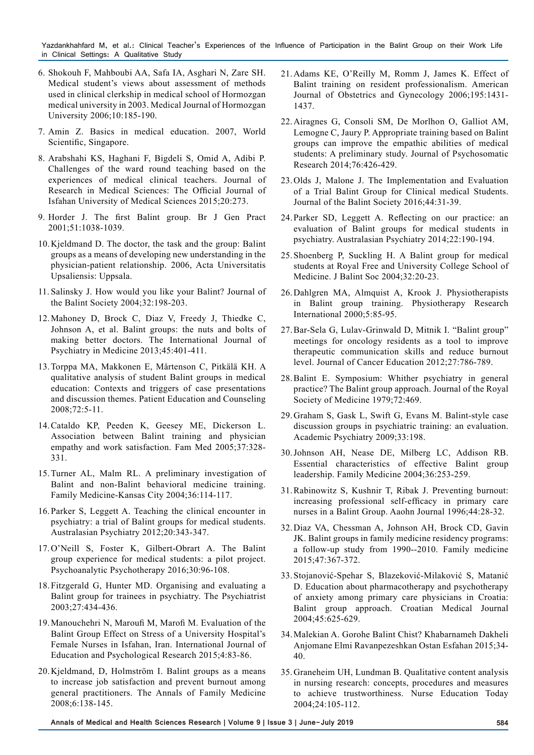6. Shokouh F, Mahboubi AA, Safa IA, Asghari N, Zare SH. Medical student's views about assessment of methods used in clinical clerkship in medical school of Hormozgan medical university in 2003. Medical Journal of Hormozgan University 2006;10:185-190.

7. Amin Z. Basics in medical education. 2007, World Scientific, Singapore.

8. Arabshahi KS, Haghani F, Bigdeli S, Omid A, Adibi P. Challenges of the ward round teaching based on the experiences of medical clinical teachers. Journal of Research in Medical Sciences: The Official Journal of Isfahan University of Medical Sciences 2015;20:273.

9. Horder J. The first Balint group. Br J Gen Pract 2001;51:1038-1039.

10. Kjeldmand D. The doctor, the task and the group: Balint groups as a means of developing new understanding in the physician-patient relationship. 2006, Acta Universitatis Upsaliensis: Uppsala.

11. Salinsky J. How would you like your Balint? Journal of the Balint Society 2004;32:198-203.

12. Mahoney D, Brock C, Diaz V, Freedy J, Thiedke C, Johnson A, et al. Balint groups: the nuts and bolts of making better doctors. The International Journal of Psychiatry in Medicine 2013;45:401-411.

13. Torppa MA, Makkonen E, Mårtenson C, Pitkälä KH. A qualitative analysis of student Balint groups in medical education: Contexts and triggers of case presentations and discussion themes. Patient Education and Counseling 2008;72:5-11.

14. Cataldo KP, Peeden K, Geesey ME, Dickerson L. Association between Balint training and physician empathy and work satisfaction. Fam Med 2005;37:328-331.

15. Turner AL, Malm RL. A preliminary investigation of Balint and non-Balint behavioral medicine training. Family Medicine-Kansas City 2004;36:114-117.

16. Parker S, Leggett A. Teaching the clinical encounter in psychiatry: a trial of Balint groups for medical students. Australasian Psychiatry 2012;20:343-347.

17. O'Neill S, Foster K, Gilbert-Obrart A. The Balint group experience for medical students: a pilot project. Psychoanalytic Psychotherapy 2016;30:96-108.

18. Fitzgerald G, Hunter MD. Organising and evaluating a Balint group for trainees in psychiatry. The Psychiatrist 2003;27:434-436.

19. Manouchehri N, Maroufi M, Marofi M. Evaluation of the Balint Group Effect on Stress of a University Hospital's Female Nurses in Isfahan, Iran. International Journal of Education and Psychological Research 2015;4:83-86.

20. Kjeldmand, D, Holmström I. Balint groups as a means to increase job satisfaction and prevent burnout among general practitioners. The Annals of Family Medicine 2008;6:138-145.

21. Adams KE, O'Reilly M, Romm J, James K. Effect of Balint training on resident professionalism. American Journal of Obstetrics and Gynecology 2006;195:1431-1437.

22. Airagnes G, Consoli SM, De Morlhon O, Galliot AM, Lemogne C, Jaury P. Appropriate training based on Balint groups can improve the empathic abilities of medical students: A preliminary study. Journal of Psychosomatic Research 2014;76:426-429.

23. Olds J, Malone J. The Implementation and Evaluation of a Trial Balint Group for Clinical medical Students. Journal of the Balint Society 2016;44:31-39.

24. Parker SD, Leggett A. Reflecting on our practice: an evaluation of Balint groups for medical students in psychiatry. Australasian Psychiatry 2014;22:190-194.

25. Shoenberg P, Suckling H. A Balint group for medical students at Royal Free and University College School of Medicine. J Balint Soc 2004;32:20-23.

26. Dahlgren MA, Almquist A, Krook J. Physiotherapists in Balint group training. Physiotherapy Research International 2000;5:85-95.

27. Bar-Sela G, Lulav-Grinwald D, Mitnik I. "Balint group" meetings for oncology residents as a tool to improve therapeutic communication skills and reduce burnout level. Journal of Cancer Education 2012;27:786-789.

28. Balint E. Symposium: Whither psychiatry in general practice? The Balint group approach. Journal of the Royal Society of Medicine 1979;72:469.

29. Graham S, Gask L, Swift G, Evans M. Balint-style case discussion groups in psychiatric training: an evaluation. Academic Psychiatry 2009;33:198.

30. Johnson AH, Nease DE, Milberg LC, Addison RB. Essential characteristics of effective Balint group leadership. Family Medicine 2004;36:253-259.

31. Rabinowitz S, Kushnir T, Ribak J. Preventing burnout: increasing professional self-efficacy in primary care nurses in a Balint Group. Aaohn Journal 1996;44:28-32.

32. Diaz VA, Chessman A, Johnson AH, Brock CD, Gavin JK. Balint groups in family medicine residency programs: a follow-up study from 1990--2010. Family medicine 2015;47:367-372.

33. Stojanović-Spehar S, Blazeković-Milaković S, Matanić D. Education about pharmacotherapy and psychotherapy of anxiety among primary care physicians in Croatia: Balint group approach. Croatian Medical Journal 2004;45:625-629.

34. Malekian A. Gorohe Balint Chist? Khabarnameh Dakheli Anjomane Elmi Ravanpezeshkan Ostan Esfahan 2015;34-40.

35. Graneheim UH, Lundman B. Qualitative content analysis in nursing research: concepts, procedures and measures to achieve trustworthiness. Nurse Education Today 2004;24:105-112.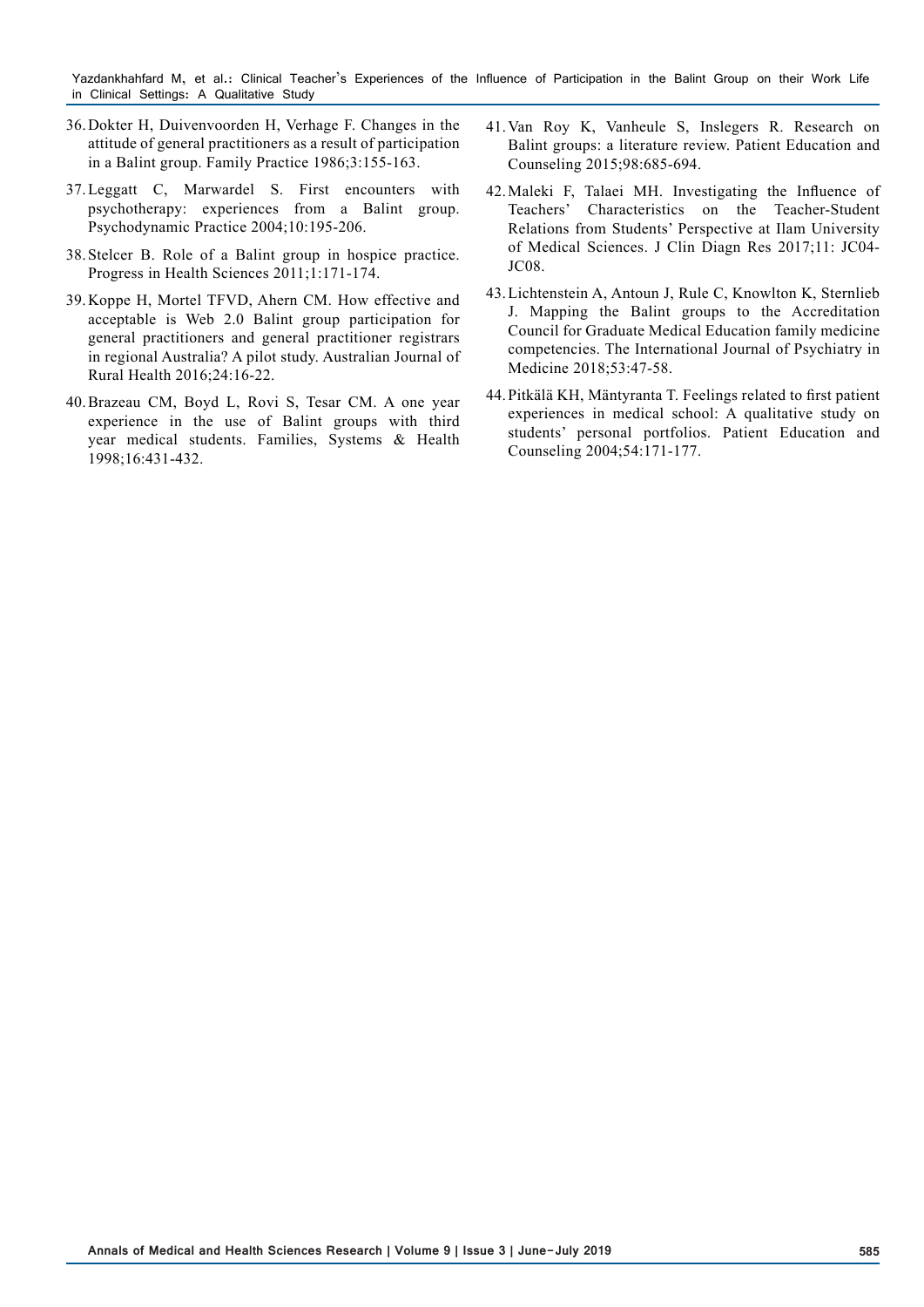36. Dokter H, Duivenvoorden H, Verhage F. Changes in the attitude of general practitioners as a result of participation in a Balint group. Family Practice 1986;3:155-163.
37. Leggatt C, Marwardel S. First encounters with psychotherapy: experiences from a Balint group. Psychodynamic Practice 2004;10:195-206.
38. Stelcer B. Role of a Balint group in hospice practice. Progress in Health Sciences 2011;1:171-174.
39. Koppe H, Mortel TFVD, Ahern CM. How effective and acceptable is Web 2.0 Balint group participation for general practitioners and general practitioner registrars in regional Australia? A pilot study. Australian Journal of Rural Health 2016;24:16-22.
40. Brazeau CM, Boyd L, Rovi S, Tesar CM. A one year experience in the use of Balint groups with third year medical students. Families, Systems & Health 1998;16:431-432.
41. Van Roy K, Vanheule S, Inslegers R. Research on Balint groups: a literature review. Patient Education and Counseling 2015;98:685-694.
42. Maleki F, Talaei MH. Investigating the Influence of Teachers' Characteristics on the Teacher-Student Relations from Students' Perspective at Ilam University of Medical Sciences. J Clin Diagn Res 2017;11: JC04-JC08.
43. Lichtenstein A, Antoun J, Rule C, Knowlton K, Sternlieb J. Mapping the Balint groups to the Accreditation Council for Graduate Medical Education family medicine competencies. The International Journal of Psychiatry in Medicine 2018;53:47-58.
44. Pitkälä KH, Mäntyranta T. Feelings related to first patient experiences in medical school: A qualitative study on students' personal portfolios. Patient Education and Counseling 2004;54:171-177.